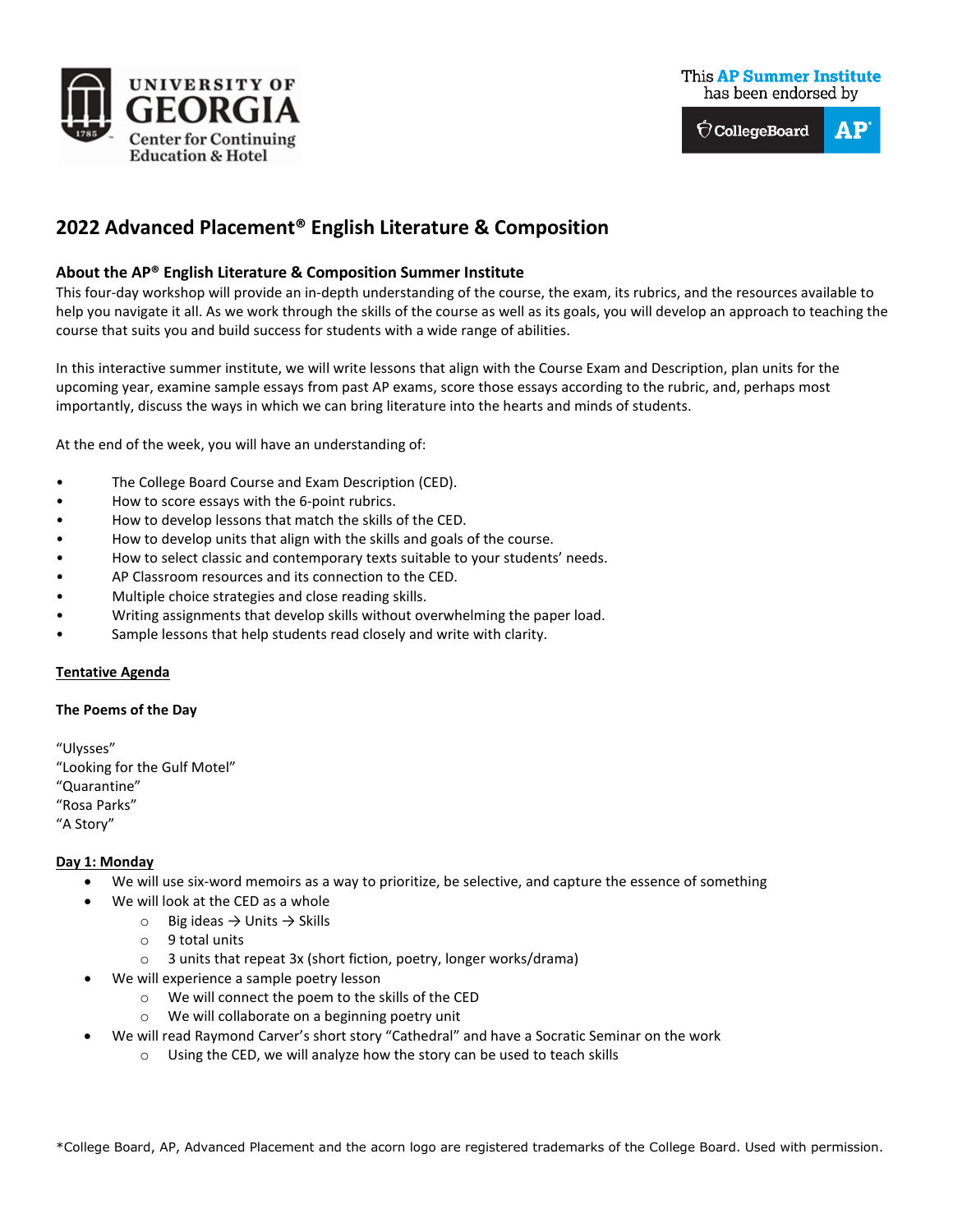UNIVERSITY OF GEORGIA
Center for Continuing Education & Hotel

This AP Summer Institute has been endorsed by CollegeBoard AP

# 2022 Advanced Placement® English Literature & Composition

## About the AP® English Literature & Composition Summer Institute

This four-day workshop will provide an in-depth understanding of the course, the exam, its rubrics, and the resources available to help you navigate it all. As we work through the skills of the course as well as its goals, you will develop an approach to teaching the course that suits you and build success for students with a wide range of abilities.

In this interactive summer institute, we will write lessons that align with the Course Exam and Description, plan units for the upcoming year, examine sample essays from past AP exams, score those essays according to the rubric, and, perhaps most importantly, discuss the ways in which we can bring literature into the hearts and minds of students.

At the end of the week, you will have an understanding of:

- The College Board Course and Exam Description (CED).
- How to score essays with the 6-point rubrics.
- How to develop lessons that match the skills of the CED.
- How to develop units that align with the skills and goals of the course.
- How to select classic and contemporary texts suitable to your students' needs.
- AP Classroom resources and its connection to the CED.
- Multiple choice strategies and close reading skills.
- Writing assignments that develop skills without overwhelming the paper load.
- Sample lessons that help students read closely and write with clarity.

<u>**Tentative Agenda**</u>

**The Poems of the Day**

"Ulysses"
"Looking for the Gulf Motel"
"Quarantine"
"Rosa Parks"
"A Story"

<u>**Day 1: Monday**</u>

- We will use six-word memoirs as a way to prioritize, be selective, and capture the essence of something
- We will look at the CED as a whole
  - Big ideas → Units → Skills
  - 9 total units
  - 3 units that repeat 3x (short fiction, poetry, longer works/drama)
- We will experience a sample poetry lesson
  - We will connect the poem to the skills of the CED
  - We will collaborate on a beginning poetry unit
- We will read Raymond Carver's short story "Cathedral" and have a Socratic Seminar on the work
  - Using the CED, we will analyze how the story can be used to teach skills

*College Board, AP, Advanced Placement and the acorn logo are registered trademarks of the College Board. Used with permission.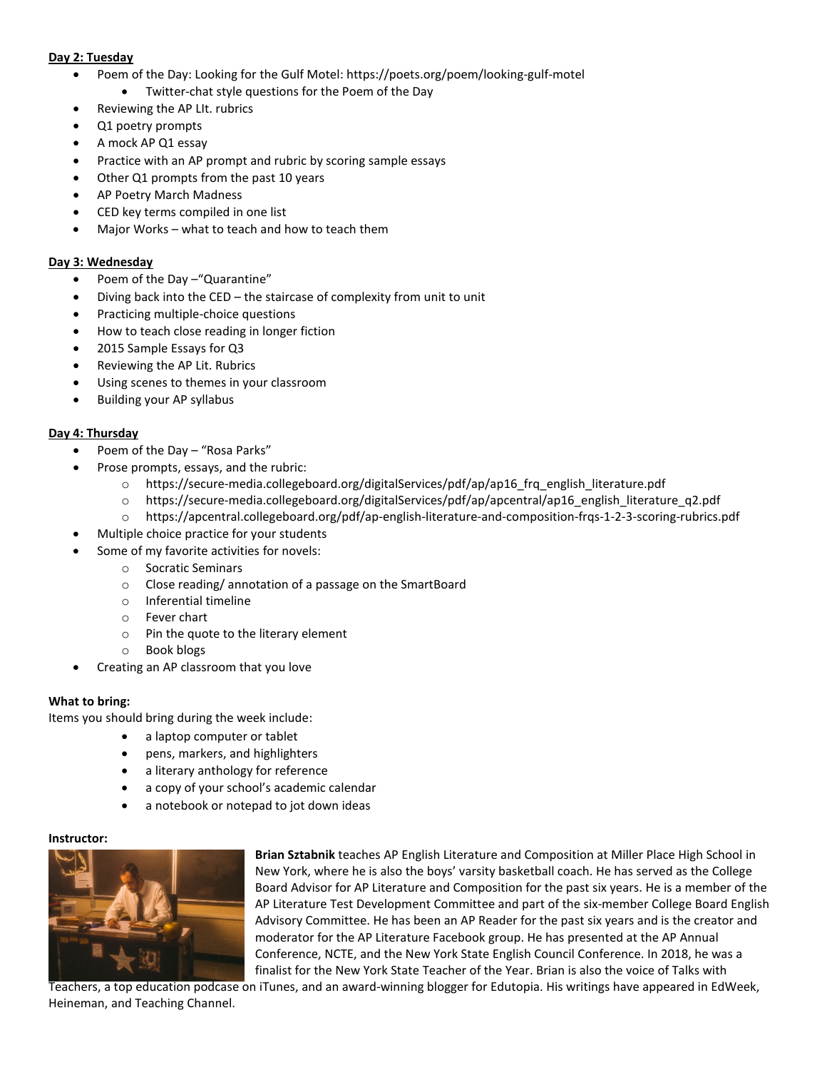**Day 2: Tuesday**

- Poem of the Day: Looking for the Gulf Motel: https://poets.org/poem/looking-gulf-motel
  - Twitter-chat style questions for the Poem of the Day
- Reviewing the AP LIt. rubrics
- Q1 poetry prompts
- A mock AP Q1 essay
- Practice with an AP prompt and rubric by scoring sample essays
- Other Q1 prompts from the past 10 years
- AP Poetry March Madness
- CED key terms compiled in one list
- Major Works – what to teach and how to teach them

**Day 3: Wednesday**

- Poem of the Day –"Quarantine"
- Diving back into the CED – the staircase of complexity from unit to unit
- Practicing multiple-choice questions
- How to teach close reading in longer fiction
- 2015 Sample Essays for Q3
- Reviewing the AP Lit. Rubrics
- Using scenes to themes in your classroom
- Building your AP syllabus

**Day 4: Thursday**

- Poem of the Day – "Rosa Parks"
- Prose prompts, essays, and the rubric:
  - https://secure-media.collegeboard.org/digitalServices/pdf/ap/ap16_frq_english_literature.pdf
  - https://secure-media.collegeboard.org/digitalServices/pdf/ap/apcentral/ap16_english_literature_q2.pdf
  - https://apcentral.collegeboard.org/pdf/ap-english-literature-and-composition-frqs-1-2-3-scoring-rubrics.pdf
- Multiple choice practice for your students
- Some of my favorite activities for novels:
  - Socratic Seminars
  - Close reading/ annotation of a passage on the SmartBoard
  - Inferential timeline
  - Fever chart
  - Pin the quote to the literary element
  - Book blogs
- Creating an AP classroom that you love

**What to bring:**

Items you should bring during the week include:

- a laptop computer or tablet
- pens, markers, and highlighters
- a literary anthology for reference
- a copy of your school's academic calendar
- a notebook or notepad to jot down ideas

**Instructor:**

**Brian Sztabnik** teaches AP English Literature and Composition at Miller Place High School in New York, where he is also the boys' varsity basketball coach. He has served as the College Board Advisor for AP Literature and Composition for the past six years. He is a member of the AP Literature Test Development Committee and part of the six-member College Board English Advisory Committee. He has been an AP Reader for the past six years and is the creator and moderator for the AP Literature Facebook group. He has presented at the AP Annual Conference, NCTE, and the New York State English Council Conference. In 2018, he was a finalist for the New York State Teacher of the Year. Brian is also the voice of Talks with Teachers, a top education podcast on iTunes, and an award-winning blogger for Edutopia. His writings have appeared in EdWeek, Heineman, and Teaching Channel.